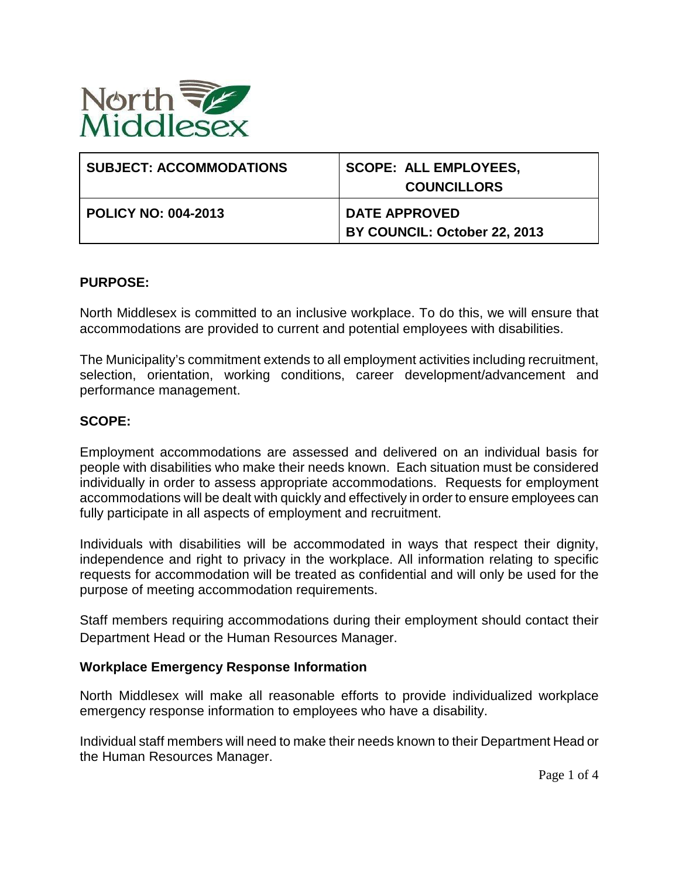North Middlesex

| SUBJECT: ACCOMMODATIONS | SCOPE: ALL EMPLOYEES, COUNCILLORS |
| --- | --- |
| POLICY NO: 004-2013 | DATE APPROVED BY COUNCIL: October 22, 2013 |

## PURPOSE:

North Middlesex is committed to an inclusive workplace. To do this, we will ensure that accommodations are provided to current and potential employees with disabilities.

The Municipality's commitment extends to all employment activities including recruitment, selection, orientation, working conditions, career development/advancement and performance management.

## SCOPE:

Employment accommodations are assessed and delivered on an individual basis for people with disabilities who make their needs known. Each situation must be considered individually in order to assess appropriate accommodations. Requests for employment accommodations will be dealt with quickly and effectively in order to ensure employees can fully participate in all aspects of employment and recruitment.

Individuals with disabilities will be accommodated in ways that respect their dignity, independence and right to privacy in the workplace. All information relating to specific requests for accommodation will be treated as confidential and will only be used for the purpose of meeting accommodation requirements.

Staff members requiring accommodations during their employment should contact their Department Head or the Human Resources Manager.

### Workplace Emergency Response Information

North Middlesex will make all reasonable efforts to provide individualized workplace emergency response information to employees who have a disability.

Individual staff members will need to make their needs known to their Department Head or the Human Resources Manager.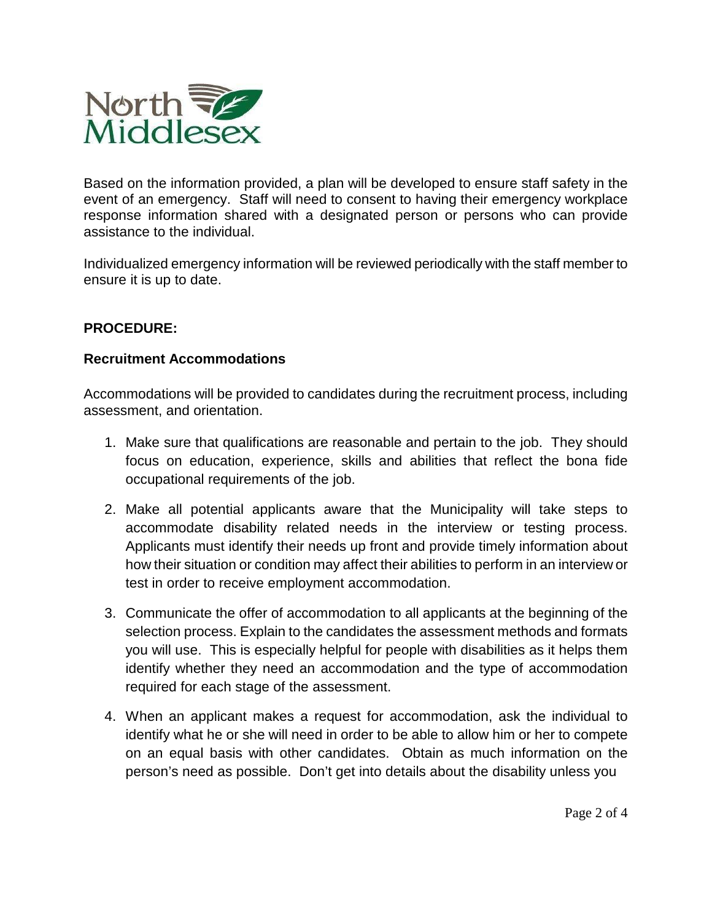Based on the information provided, a plan will be developed to ensure staff safety in the event of an emergency. Staff will need to consent to having their emergency workplace response information shared with a designated person or persons who can provide assistance to the individual.

Individualized emergency information will be reviewed periodically with the staff member to ensure it is up to date.

**PROCEDURE:**

**Recruitment Accommodations**

Accommodations will be provided to candidates during the recruitment process, including assessment, and orientation.

1. Make sure that qualifications are reasonable and pertain to the job. They should focus on education, experience, skills and abilities that reflect the bona fide occupational requirements of the job.

2. Make all potential applicants aware that the Municipality will take steps to accommodate disability related needs in the interview or testing process. Applicants must identify their needs up front and provide timely information about how their situation or condition may affect their abilities to perform in an interview or test in order to receive employment accommodation.

3. Communicate the offer of accommodation to all applicants at the beginning of the selection process. Explain to the candidates the assessment methods and formats you will use. This is especially helpful for people with disabilities as it helps them identify whether they need an accommodation and the type of accommodation required for each stage of the assessment.

4. When an applicant makes a request for accommodation, ask the individual to identify what he or she will need in order to be able to allow him or her to compete on an equal basis with other candidates. Obtain as much information on the person's need as possible. Don't get into details about the disability unless you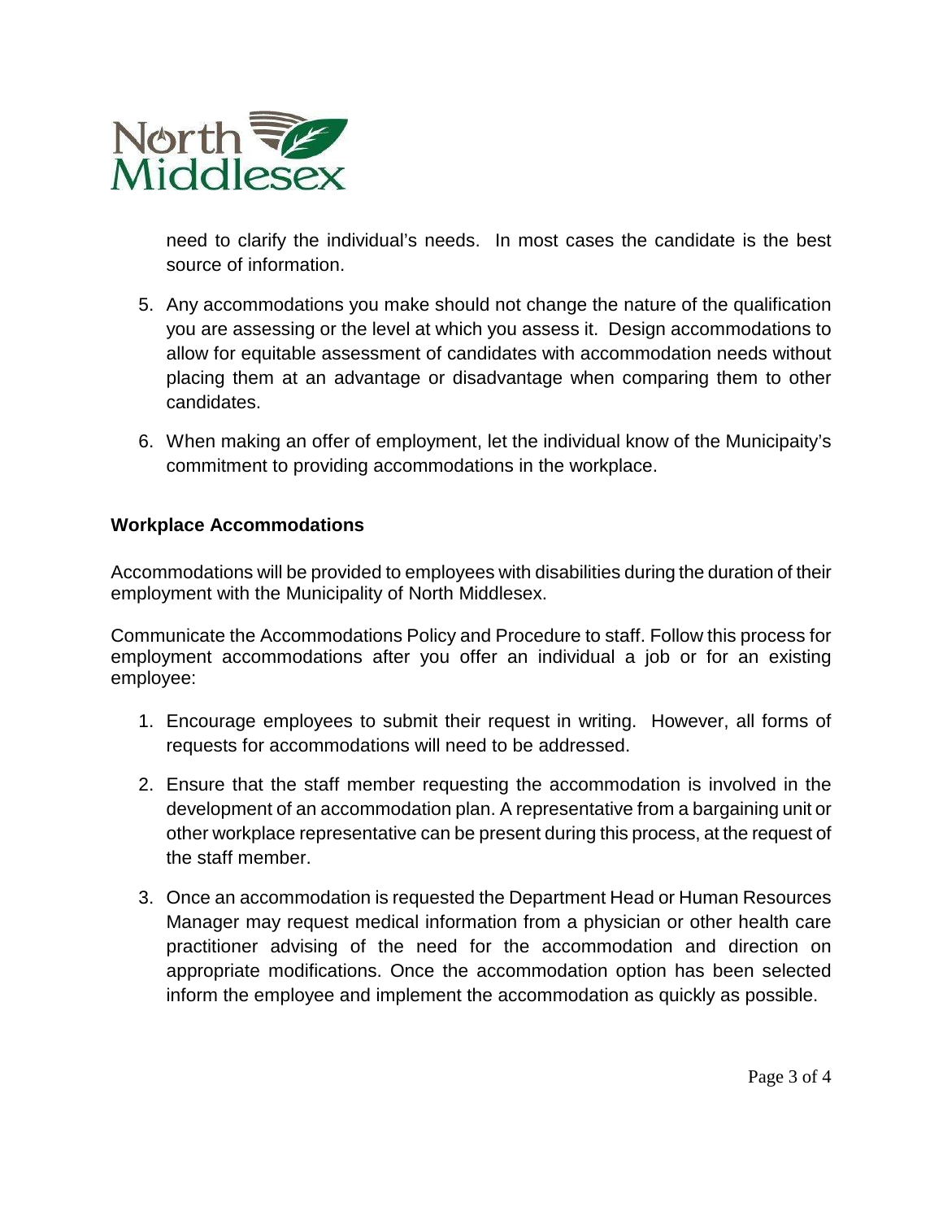need to clarify the individual's needs. In most cases the candidate is the best source of information.

5. Any accommodations you make should not change the nature of the qualification you are assessing or the level at which you assess it. Design accommodations to allow for equitable assessment of candidates with accommodation needs without placing them at an advantage or disadvantage when comparing them to other candidates.

6. When making an offer of employment, let the individual know of the Municipaity's commitment to providing accommodations in the workplace.

**Workplace Accommodations**

Accommodations will be provided to employees with disabilities during the duration of their employment with the Municipality of North Middlesex.

Communicate the Accommodations Policy and Procedure to staff. Follow this process for employment accommodations after you offer an individual a job or for an existing employee:

1. Encourage employees to submit their request in writing. However, all forms of requests for accommodations will need to be addressed.

2. Ensure that the staff member requesting the accommodation is involved in the development of an accommodation plan. A representative from a bargaining unit or other workplace representative can be present during this process, at the request of the staff member.

3. Once an accommodation is requested the Department Head or Human Resources Manager may request medical information from a physician or other health care practitioner advising of the need for the accommodation and direction on appropriate modifications. Once the accommodation option has been selected inform the employee and implement the accommodation as quickly as possible.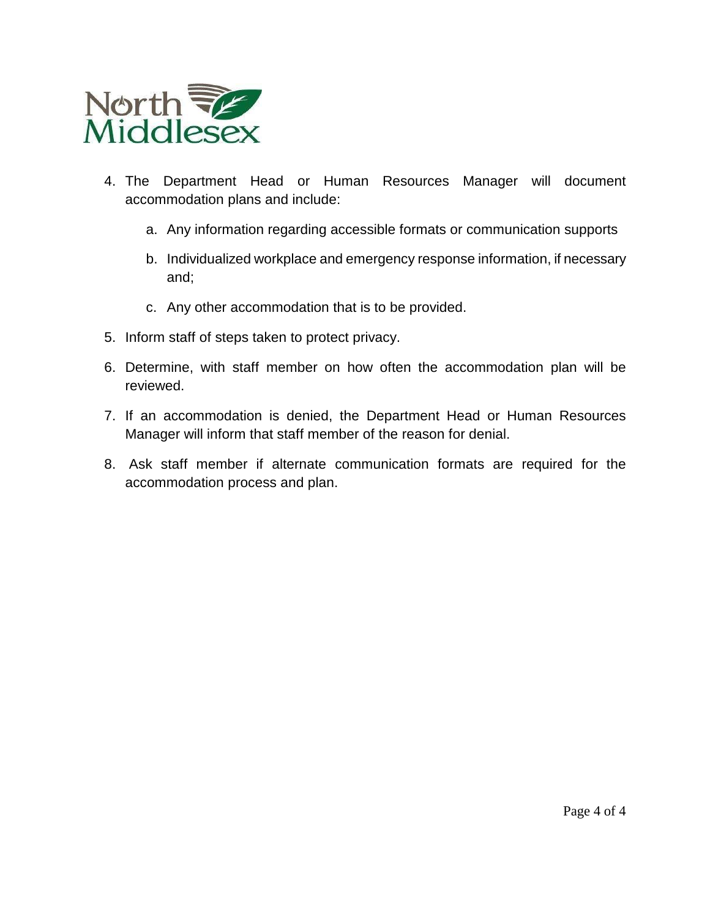4. The Department Head or Human Resources Manager will document accommodation plans and include:

    a. Any information regarding accessible formats or communication supports

    b. Individualized workplace and emergency response information, if necessary and;

    c. Any other accommodation that is to be provided.

5. Inform staff of steps taken to protect privacy.

6. Determine, with staff member on how often the accommodation plan will be reviewed.

7. If an accommodation is denied, the Department Head or Human Resources Manager will inform that staff member of the reason for denial.

8. Ask staff member if alternate communication formats are required for the accommodation process and plan.